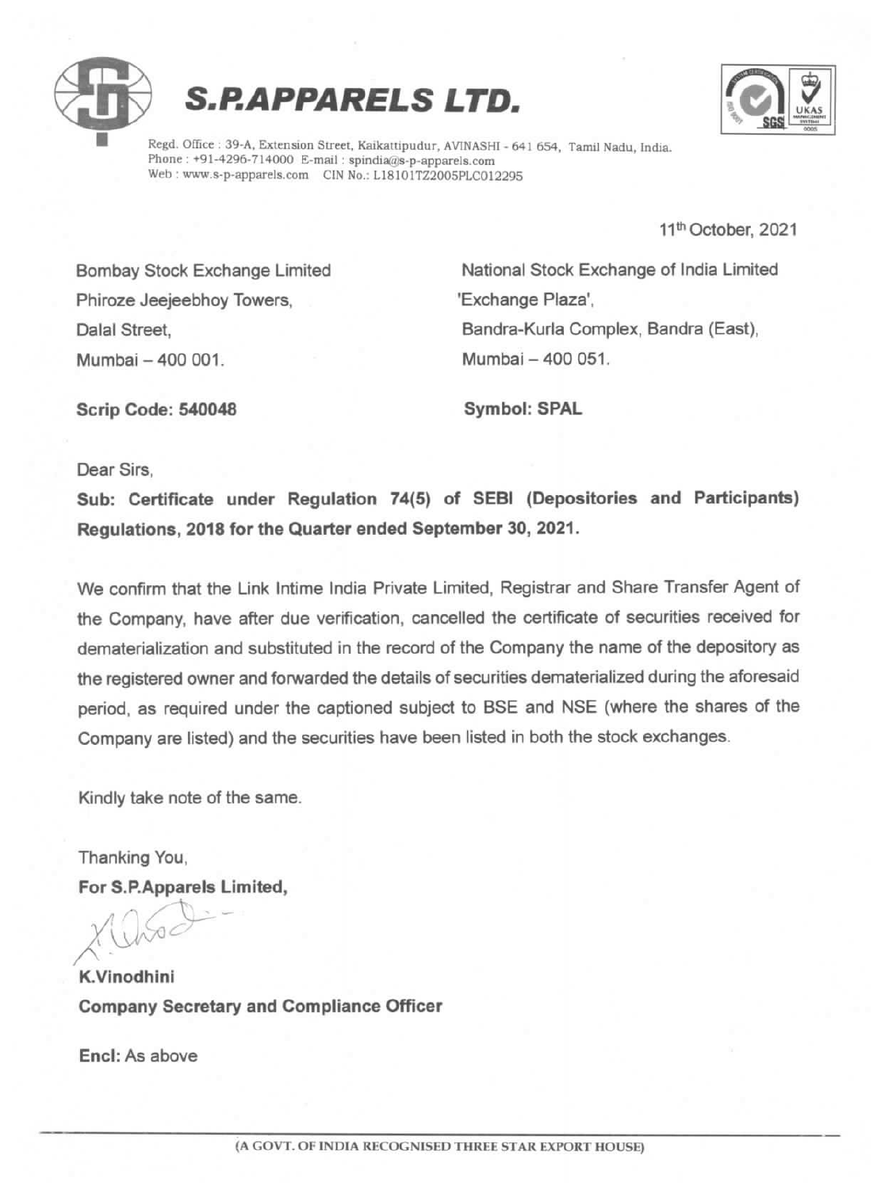# S.P.APPARELS LTD.

Regd. Office : 39-A, Extension Street, Kaikattipudur, AVINASHI - 641 654, Tamil Nadu, India.
Phone : +91-4296-714000 E-mail : spindia@s-p-apparels.com
Web : www.s-p-apparels.com CIN No.: L18101TZ2005PLC012295

11th October, 2021

Bombay Stock Exchange Limited
Phiroze Jeejeebhoy Towers,
Dalal Street,
Mumbai – 400 001.

**Scrip Code: 540048**

National Stock Exchange of India Limited
'Exchange Plaza',
Bandra-Kurla Complex, Bandra (East),
Mumbai – 400 051.

**Symbol: SPAL**

Dear Sirs,

**Sub: Certificate under Regulation 74(5) of SEBI (Depositories and Participants) Regulations, 2018 for the Quarter ended September 30, 2021.**

We confirm that the Link Intime India Private Limited, Registrar and Share Transfer Agent of the Company, have after due verification, cancelled the certificate of securities received for dematerialization and substituted in the record of the Company the name of the depository as the registered owner and forwarded the details of securities dematerialized during the aforesaid period, as required under the captioned subject to BSE and NSE (where the shares of the Company are listed) and the securities have been listed in both the stock exchanges.

Kindly take note of the same.

Thanking You,

**For S.P.Apparels Limited,**

**K.Vinodhini**
**Company Secretary and Compliance Officer**

**Encl:** As above

(A GOVT. OF INDIA RECOGNISED THREE STAR EXPORT HOUSE)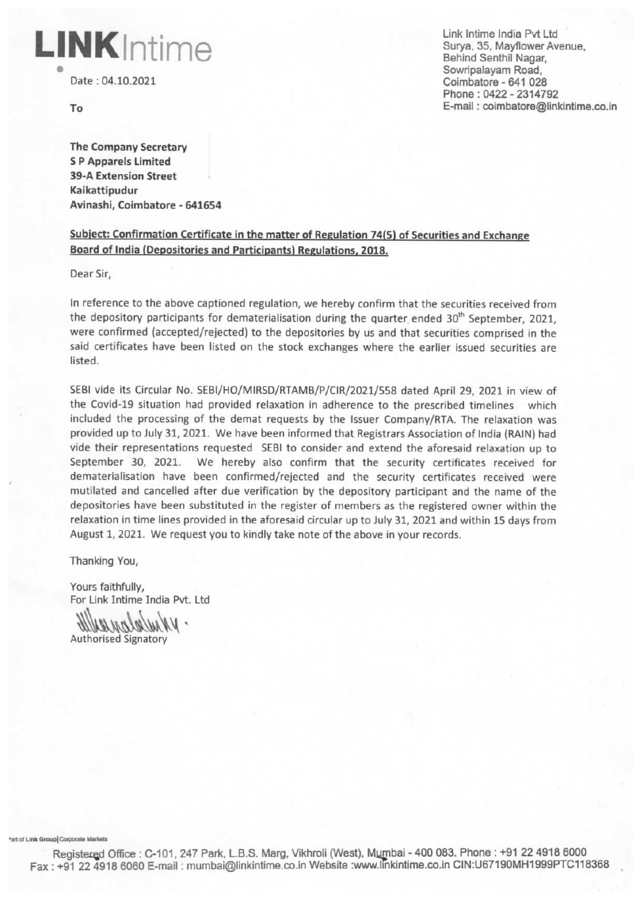# LINKIntime

Date : 04.10.2021

Link Intime India Pvt Ltd
Surya, 35, Mayflower Avenue,
Behind Senthil Nagar,
Sowripalayam Road,
Coimbatore - 641 028
Phone : 0422 - 2314792
E-mail : coimbatore@linkintime.co.in

To

**The Company Secretary**
**S P Apparels Limited**
**39-A Extension Street**
**Kaikattipudur**
**Avinashi, Coimbatore - 641654**

**Subject: Confirmation Certificate in the matter of Regulation 74(5) of Securities and Exchange Board of India (Depositories and Participants) Regulations, 2018.**

Dear Sir,

In reference to the above captioned regulation, we hereby confirm that the securities received from the depository participants for dematerialisation during the quarter ended 30th September, 2021, were confirmed (accepted/rejected) to the depositories by us and that securities comprised in the said certificates have been listed on the stock exchanges where the earlier issued securities are listed.

SEBI vide its Circular No. SEBI/HO/MIRSD/RTAMB/P/CIR/2021/558 dated April 29, 2021 in view of the Covid-19 situation had provided relaxation in adherence to the prescribed timelines which included the processing of the demat requests by the Issuer Company/RTA. The relaxation was provided up to July 31, 2021. We have been informed that Registrars Association of India (RAIN) had vide their representations requested SEBI to consider and extend the aforesaid relaxation up to September 30, 2021. We hereby also confirm that the security certificates received for dematerialisation have been confirmed/rejected and the security certificates received were mutilated and cancelled after due verification by the depository participant and the name of the depositories have been substituted in the register of members as the registered owner within the relaxation in time lines provided in the aforesaid circular up to July 31, 2021 and within 15 days from August 1, 2021. We request you to kindly take note of the above in your records.

Thanking You,

Yours faithfully,
For Link Intime India Pvt. Ltd

Authorised Signatory

Part of Link Group | Corporate Markets

Registered Office : C-101, 247 Park, L.B.S. Marg, Vikhroli (West), Mumbai - 400 083. Phone : +91 22 4918 6000 Fax : +91 22 4918 6060 E-mail : mumbai@linkintime.co.in Website :www.linkintime.co.in CIN:U67190MH1999PTC118368